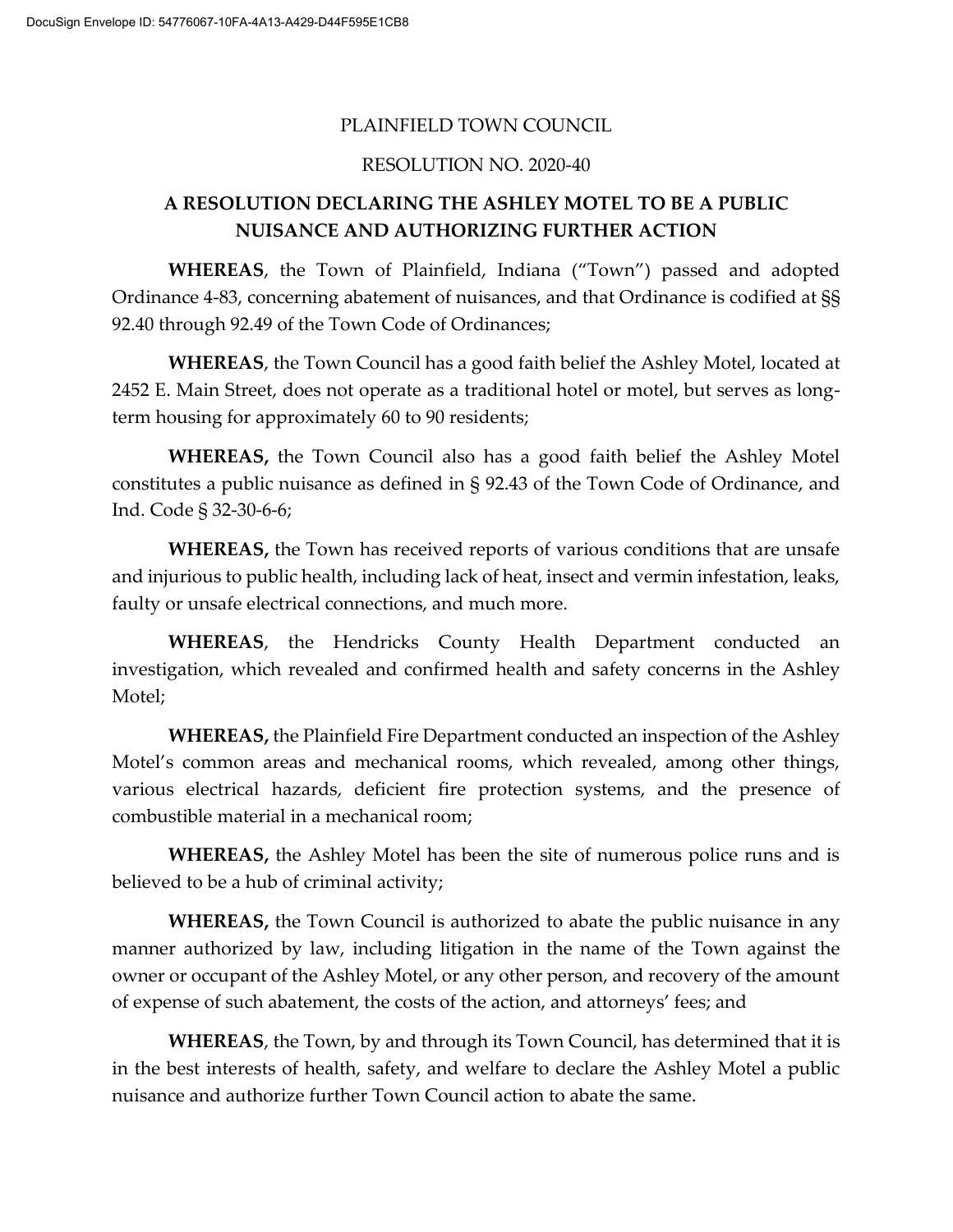DocuSign Envelope ID: 54776067-10FA-4A13-A429-D44F595E1CB8

PLAINFIELD TOWN COUNCIL

RESOLUTION NO. 2020-40

# A RESOLUTION DECLARING THE ASHLEY MOTEL TO BE A PUBLIC NUISANCE AND AUTHORIZING FURTHER ACTION

**WHEREAS**, the Town of Plainfield, Indiana ("Town") passed and adopted Ordinance 4-83, concerning abatement of nuisances, and that Ordinance is codified at §§ 92.40 through 92.49 of the Town Code of Ordinances;

**WHEREAS**, the Town Council has a good faith belief the Ashley Motel, located at 2452 E. Main Street, does not operate as a traditional hotel or motel, but serves as long-term housing for approximately 60 to 90 residents;

**WHEREAS,** the Town Council also has a good faith belief the Ashley Motel constitutes a public nuisance as defined in § 92.43 of the Town Code of Ordinance, and Ind. Code § 32-30-6-6;

**WHEREAS,** the Town has received reports of various conditions that are unsafe and injurious to public health, including lack of heat, insect and vermin infestation, leaks, faulty or unsafe electrical connections, and much more.

**WHEREAS**, the Hendricks County Health Department conducted an investigation, which revealed and confirmed health and safety concerns in the Ashley Motel;

**WHEREAS,** the Plainfield Fire Department conducted an inspection of the Ashley Motel's common areas and mechanical rooms, which revealed, among other things, various electrical hazards, deficient fire protection systems, and the presence of combustible material in a mechanical room;

**WHEREAS,** the Ashley Motel has been the site of numerous police runs and is believed to be a hub of criminal activity;

**WHEREAS,** the Town Council is authorized to abate the public nuisance in any manner authorized by law, including litigation in the name of the Town against the owner or occupant of the Ashley Motel, or any other person, and recovery of the amount of expense of such abatement, the costs of the action, and attorneys' fees; and

**WHEREAS**, the Town, by and through its Town Council, has determined that it is in the best interests of health, safety, and welfare to declare the Ashley Motel a public nuisance and authorize further Town Council action to abate the same.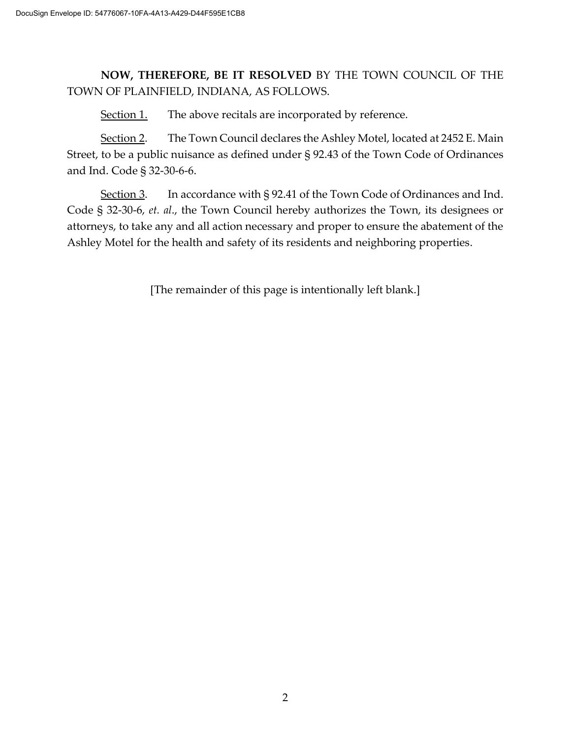**NOW, THEREFORE, BE IT RESOLVED** BY THE TOWN COUNCIL OF THE TOWN OF PLAINFIELD, INDIANA, AS FOLLOWS.

Section 1. The above recitals are incorporated by reference.

Section 2. The Town Council declares the Ashley Motel, located at 2452 E. Main Street, to be a public nuisance as defined under § 92.43 of the Town Code of Ordinances and Ind. Code § 32-30-6-6.

Section 3. In accordance with § 92.41 of the Town Code of Ordinances and Ind. Code § 32-30-6, *et. al*., the Town Council hereby authorizes the Town, its designees or attorneys, to take any and all action necessary and proper to ensure the abatement of the Ashley Motel for the health and safety of its residents and neighboring properties.

[The remainder of this page is intentionally left blank.]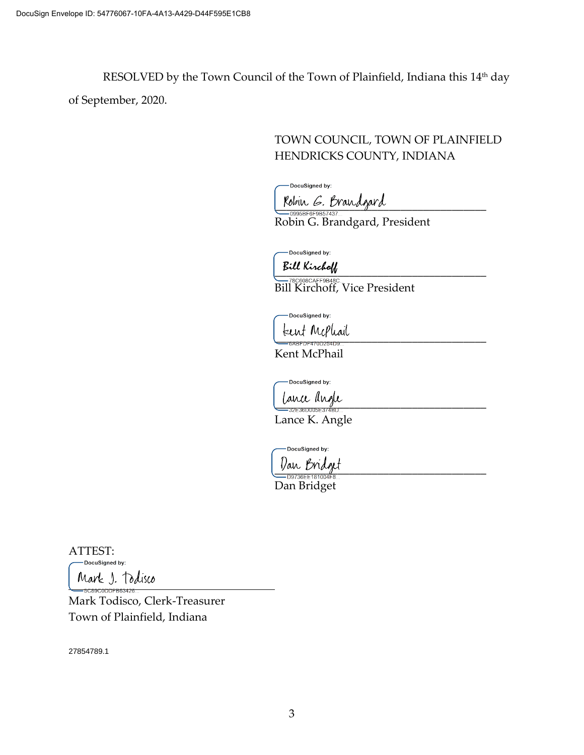DocuSign Envelope ID: 54776067-10FA-4A13-A429-D44F595E1CB8

RESOLVED by the Town Council of the Town of Plainfield, Indiana this 14th day of September, 2020.

TOWN COUNCIL, TOWN OF PLAINFIELD
HENDRICKS COUNTY, INDIANA

DocuSigned by:
Robin G. Brandgard
0995BF6F9B57437...
Robin G. Brandgard, President

DocuSigned by:
Bill Kirchoff
78C608CAFF9B48C...
Bill Kirchoff, Vice President

DocuSigned by:
Kent McPhail
6ABFDF470D254D9...
Kent McPhail

DocuSigned by:
Lance Angle
32E36D005E374BD...
Lance K. Angle

DocuSigned by:
Dan Bridget
D9736EE181004F8...
Dan Bridget

ATTEST:

DocuSigned by:
Mark J. Todisco
5C89C0DDFB63426...
Mark Todisco, Clerk-Treasurer
Town of Plainfield, Indiana

27854789.1